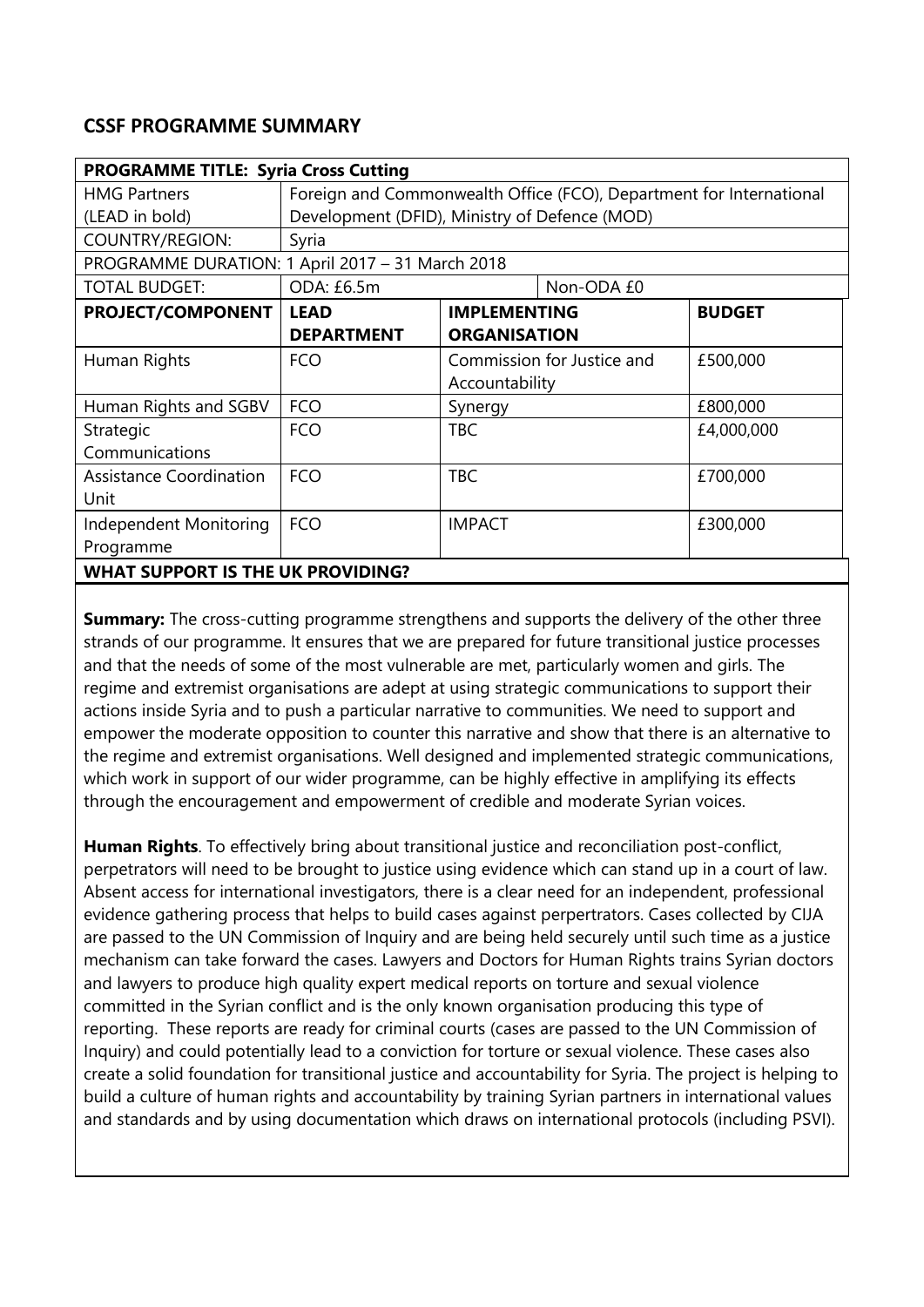## CSSF PROGRAMME SUMMARY

| **PROGRAMME TITLE: Syria Cross Cutting** | | | | |
|---|---|---|---|---|
| HMG Partners (LEAD in bold) | Foreign and Commonwealth Office (FCO), Department for International Development (DFID), Ministry of Defence (MOD) | | | |
| COUNTRY/REGION: | Syria | | | |
| PROGRAMME DURATION: 1 April 2017 – 31 March 2018 | | | | |
| TOTAL BUDGET: | ODA: £6.5m | | Non-ODA £0 | |
| **PROJECT/COMPONENT** | **LEAD DEPARTMENT** | **IMPLEMENTING ORGANISATION** | | **BUDGET** |
| Human Rights | FCO | Commission for Justice and Accountability | | £500,000 |
| Human Rights and SGBV | FCO | Synergy | | £800,000 |
| Strategic Communications | FCO | TBC | | £4,000,000 |
| Assistance Coordination Unit | FCO | TBC | | £700,000 |
| Independent Monitoring Programme | FCO | IMPACT | | £300,000 |
| **WHAT SUPPORT IS THE UK PROVIDING?** | | | | |

**Summary:** The cross-cutting programme strengthens and supports the delivery of the other three strands of our programme. It ensures that we are prepared for future transitional justice processes and that the needs of some of the most vulnerable are met, particularly women and girls. The regime and extremist organisations are adept at using strategic communications to support their actions inside Syria and to push a particular narrative to communities. We need to support and empower the moderate opposition to counter this narrative and show that there is an alternative to the regime and extremist organisations. Well designed and implemented strategic communications, which work in support of our wider programme, can be highly effective in amplifying its effects through the encouragement and empowerment of credible and moderate Syrian voices.

**Human Rights**. To effectively bring about transitional justice and reconciliation post-conflict, perpetrators will need to be brought to justice using evidence which can stand up in a court of law. Absent access for international investigators, there is a clear need for an independent, professional evidence gathering process that helps to build cases against perpertrators. Cases collected by CIJA are passed to the UN Commission of Inquiry and are being held securely until such time as a justice mechanism can take forward the cases. Lawyers and Doctors for Human Rights trains Syrian doctors and lawyers to produce high quality expert medical reports on torture and sexual violence committed in the Syrian conflict and is the only known organisation producing this type of reporting. These reports are ready for criminal courts (cases are passed to the UN Commission of Inquiry) and could potentially lead to a conviction for torture or sexual violence. These cases also create a solid foundation for transitional justice and accountability for Syria. The project is helping to build a culture of human rights and accountability by training Syrian partners in international values and standards and by using documentation which draws on international protocols (including PSVI).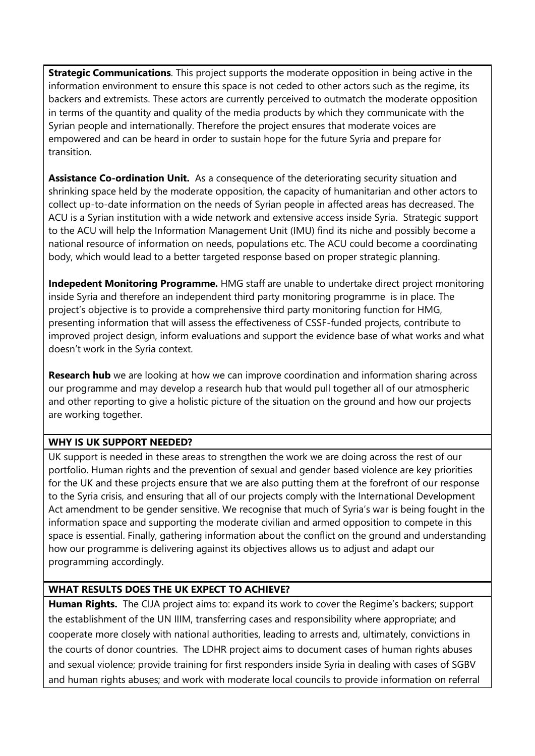**Strategic Communications**. This project supports the moderate opposition in being active in the information environment to ensure this space is not ceded to other actors such as the regime, its backers and extremists. These actors are currently perceived to outmatch the moderate opposition in terms of the quantity and quality of the media products by which they communicate with the Syrian people and internationally. Therefore the project ensures that moderate voices are empowered and can be heard in order to sustain hope for the future Syria and prepare for transition.

**Assistance Co-ordination Unit.** As a consequence of the deteriorating security situation and shrinking space held by the moderate opposition, the capacity of humanitarian and other actors to collect up-to-date information on the needs of Syrian people in affected areas has decreased. The ACU is a Syrian institution with a wide network and extensive access inside Syria. Strategic support to the ACU will help the Information Management Unit (IMU) find its niche and possibly become a national resource of information on needs, populations etc. The ACU could become a coordinating body, which would lead to a better targeted response based on proper strategic planning.

**Indepedent Monitoring Programme.** HMG staff are unable to undertake direct project monitoring inside Syria and therefore an independent third party monitoring programme is in place. The project's objective is to provide a comprehensive third party monitoring function for HMG, presenting information that will assess the effectiveness of CSSF-funded projects, contribute to improved project design, inform evaluations and support the evidence base of what works and what doesn't work in the Syria context.

**Research hub** we are looking at how we can improve coordination and information sharing across our programme and may develop a research hub that would pull together all of our atmospheric and other reporting to give a holistic picture of the situation on the ground and how our projects are working together.

**WHY IS UK SUPPORT NEEDED?**

UK support is needed in these areas to strengthen the work we are doing across the rest of our portfolio. Human rights and the prevention of sexual and gender based violence are key priorities for the UK and these projects ensure that we are also putting them at the forefront of our response to the Syria crisis, and ensuring that all of our projects comply with the International Development Act amendment to be gender sensitive. We recognise that much of Syria's war is being fought in the information space and supporting the moderate civilian and armed opposition to compete in this space is essential. Finally, gathering information about the conflict on the ground and understanding how our programme is delivering against its objectives allows us to adjust and adapt our programming accordingly.

**WHAT RESULTS DOES THE UK EXPECT TO ACHIEVE?**

**Human Rights.** The CIJA project aims to: expand its work to cover the Regime's backers; support the establishment of the UN IIIM, transferring cases and responsibility where appropriate; and cooperate more closely with national authorities, leading to arrests and, ultimately, convictions in the courts of donor countries. The LDHR project aims to document cases of human rights abuses and sexual violence; provide training for first responders inside Syria in dealing with cases of SGBV and human rights abuses; and work with moderate local councils to provide information on referral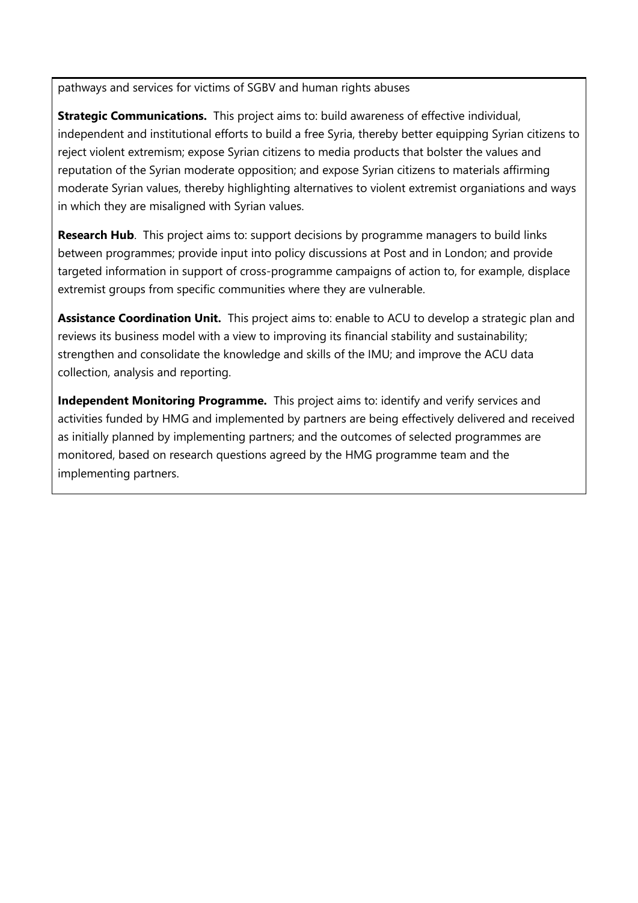pathways and services for victims of SGBV and human rights abuses

**Strategic Communications.** This project aims to: build awareness of effective individual, independent and institutional efforts to build a free Syria, thereby better equipping Syrian citizens to reject violent extremism; expose Syrian citizens to media products that bolster the values and reputation of the Syrian moderate opposition; and expose Syrian citizens to materials affirming moderate Syrian values, thereby highlighting alternatives to violent extremist organiations and ways in which they are misaligned with Syrian values.

**Research Hub**. This project aims to: support decisions by programme managers to build links between programmes; provide input into policy discussions at Post and in London; and provide targeted information in support of cross-programme campaigns of action to, for example, displace extremist groups from specific communities where they are vulnerable.

**Assistance Coordination Unit.** This project aims to: enable to ACU to develop a strategic plan and reviews its business model with a view to improving its financial stability and sustainability; strengthen and consolidate the knowledge and skills of the IMU; and improve the ACU data collection, analysis and reporting.

**Independent Monitoring Programme.** This project aims to: identify and verify services and activities funded by HMG and implemented by partners are being effectively delivered and received as initially planned by implementing partners; and the outcomes of selected programmes are monitored, based on research questions agreed by the HMG programme team and the implementing partners.